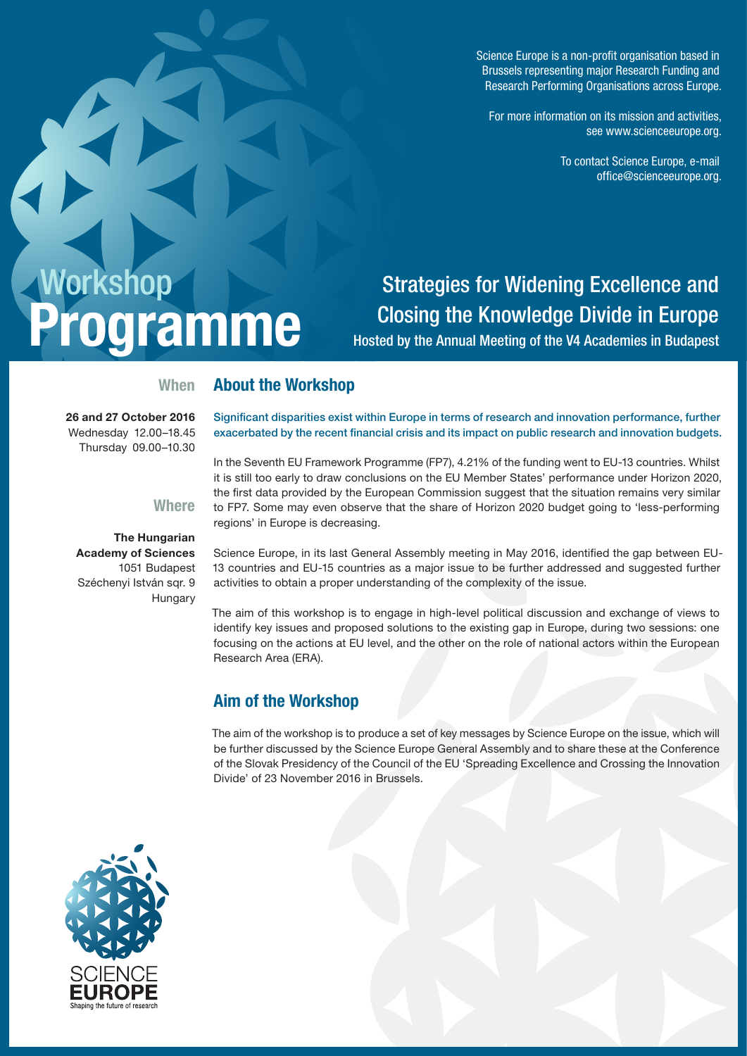Science Europe is a non-profit organisation based in Brussels representing major Research Funding and Research Performing Organisations across Europe.

For more information on its mission and activities, see www.scienceeurope.org.

To contact Science Europe, e-mail office@scienceeurope.org.

# Workshop Programme

## Strategies for Widening Excellence and Closing the Knowledge Divide in Europe

Hosted by the Annual Meeting of the V4 Academies in Budapest

### When

**26 and 27 October 2016**
Wednesday 12.00–18.45
Thursday 09.00–10.30

### Where

**The Hungarian Academy of Sciences**
1051 Budapest
Széchenyi István sqr. 9
Hungary

## About the Workshop

Significant disparities exist within Europe in terms of research and innovation performance, further exacerbated by the recent financial crisis and its impact on public research and innovation budgets.

In the Seventh EU Framework Programme (FP7), 4.21% of the funding went to EU-13 countries. Whilst it is still too early to draw conclusions on the EU Member States' performance under Horizon 2020, the first data provided by the European Commission suggest that the situation remains very similar to FP7. Some may even observe that the share of Horizon 2020 budget going to 'less-performing regions' in Europe is decreasing.

Science Europe, in its last General Assembly meeting in May 2016, identified the gap between EU-13 countries and EU-15 countries as a major issue to be further addressed and suggested further activities to obtain a proper understanding of the complexity of the issue.

The aim of this workshop is to engage in high-level political discussion and exchange of views to identify key issues and proposed solutions to the existing gap in Europe, during two sessions: one focusing on the actions at EU level, and the other on the role of national actors within the European Research Area (ERA).

## Aim of the Workshop

The aim of the workshop is to produce a set of key messages by Science Europe on the issue, which will be further discussed by the Science Europe General Assembly and to share these at the Conference of the Slovak Presidency of the Council of the EU 'Spreading Excellence and Crossing the Innovation Divide' of 23 November 2016 in Brussels.

SCIENCE EUROPE
Shaping the future of research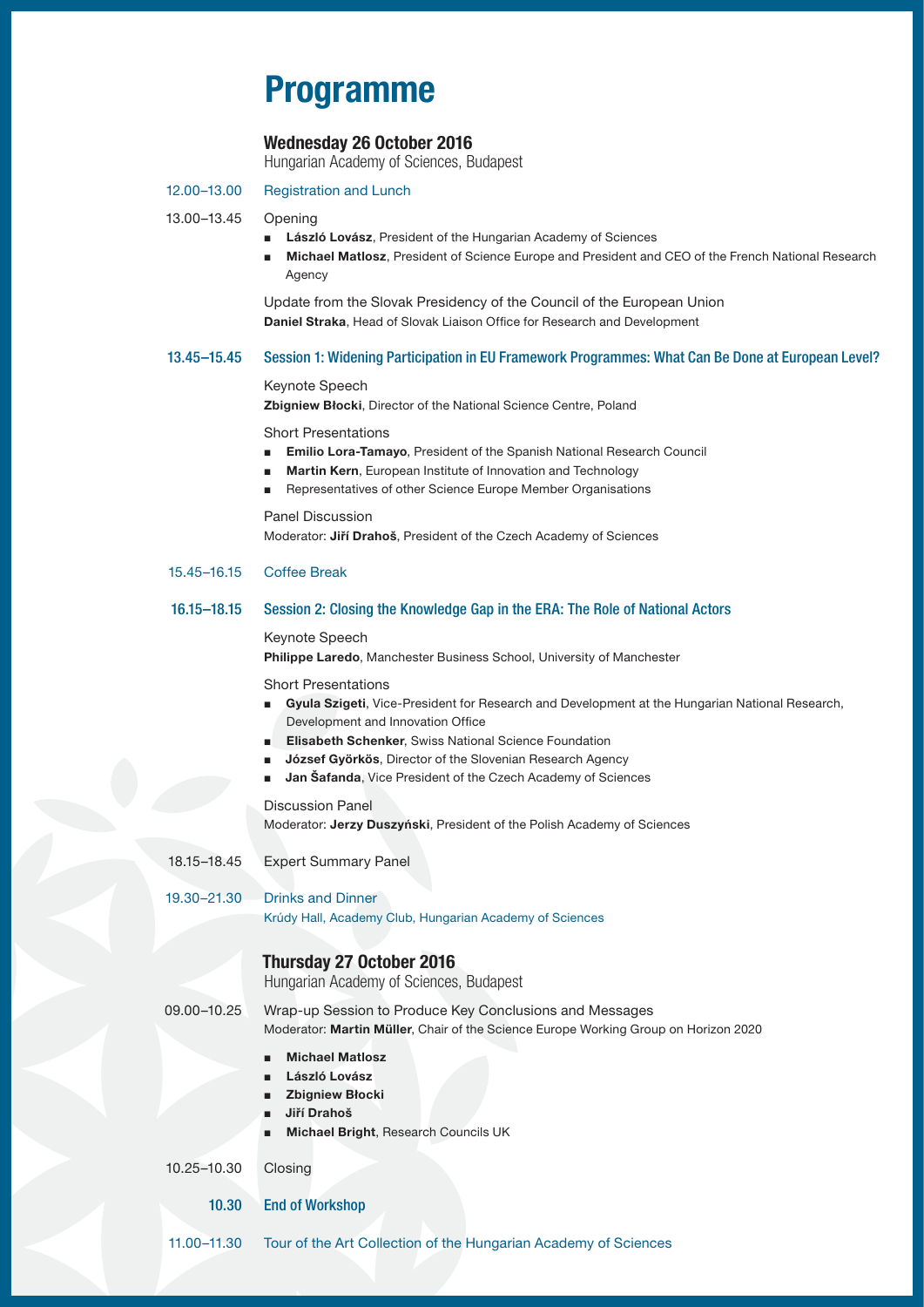# Programme

## Wednesday 26 October 2016

Hungarian Academy of Sciences, Budapest

12.00–13.00 Registration and Lunch

13.00–13.45 Opening

- **László Lovász**, President of the Hungarian Academy of Sciences
- **Michael Matlosz**, President of Science Europe and President and CEO of the French National Research Agency

Update from the Slovak Presidency of the Council of the European Union
**Daniel Straka**, Head of Slovak Liaison Office for Research and Development

**13.45–15.45 Session 1: Widening Participation in EU Framework Programmes: What Can Be Done at European Level?**

Keynote Speech
**Zbigniew Błocki**, Director of the National Science Centre, Poland

Short Presentations

- **Emilio Lora-Tamayo**, President of the Spanish National Research Council
- **Martin Kern**, European Institute of Innovation and Technology
- Representatives of other Science Europe Member Organisations

Panel Discussion
Moderator: **Jiří Drahoš**, President of the Czech Academy of Sciences

15.45–16.15 Coffee Break

**16.15–18.15 Session 2: Closing the Knowledge Gap in the ERA: The Role of National Actors**

Keynote Speech
**Philippe Laredo**, Manchester Business School, University of Manchester

Short Presentations

- **Gyula Szigeti**, Vice-President for Research and Development at the Hungarian National Research, Development and Innovation Office
- **Elisabeth Schenker**, Swiss National Science Foundation
- **József Györkös**, Director of the Slovenian Research Agency
- **Jan Šafanda**, Vice President of the Czech Academy of Sciences

Discussion Panel
Moderator: **Jerzy Duszyński**, President of the Polish Academy of Sciences

18.15–18.45 Expert Summary Panel

19.30–21.30 Drinks and Dinner
Krúdy Hall, Academy Club, Hungarian Academy of Sciences

## Thursday 27 October 2016

Hungarian Academy of Sciences, Budapest

09.00–10.25 Wrap-up Session to Produce Key Conclusions and Messages
Moderator: **Martin Müller**, Chair of the Science Europe Working Group on Horizon 2020

- **Michael Matlosz**
- **László Lovász**
- **Zbigniew Błocki**
- **Jiří Drahoš**
- **Michael Bright**, Research Councils UK

10.25–10.30 Closing

**10.30 End of Workshop**

11.00–11.30 Tour of the Art Collection of the Hungarian Academy of Sciences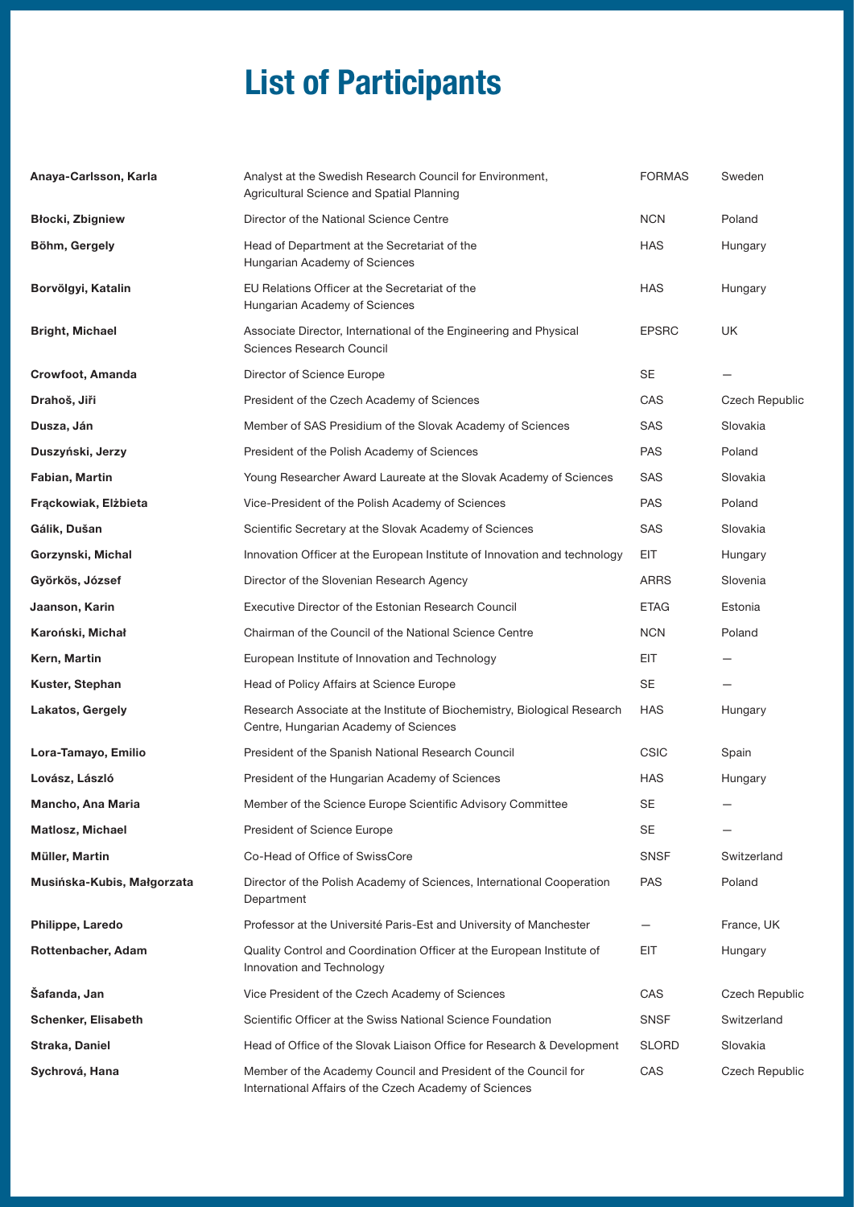# List of Participants

| | | | |
|---|---|---|---|
| **Anaya-Carlsson, Karla** | Analyst at the Swedish Research Council for Environment, Agricultural Science and Spatial Planning | FORMAS | Sweden |
| **Błocki, Zbigniew** | Director of the National Science Centre | NCN | Poland |
| **Böhm, Gergely** | Head of Department at the Secretariat of the Hungarian Academy of Sciences | HAS | Hungary |
| **Borvölgyi, Katalin** | EU Relations Officer at the Secretariat of the Hungarian Academy of Sciences | HAS | Hungary |
| **Bright, Michael** | Associate Director, International of the Engineering and Physical Sciences Research Council | EPSRC | UK |
| **Crowfoot, Amanda** | Director of Science Europe | SE | — |
| **Drahoš, Jiři** | President of the Czech Academy of Sciences | CAS | Czech Republic |
| **Dusza, Ján** | Member of SAS Presidium of the Slovak Academy of Sciences | SAS | Slovakia |
| **Duszyński, Jerzy** | President of the Polish Academy of Sciences | PAS | Poland |
| **Fabian, Martin** | Young Researcher Award Laureate at the Slovak Academy of Sciences | SAS | Slovakia |
| **Frąckowiak, Elżbieta** | Vice-President of the Polish Academy of Sciences | PAS | Poland |
| **Gálik, Dušan** | Scientific Secretary at the Slovak Academy of Sciences | SAS | Slovakia |
| **Gorzynski, Michal** | Innovation Officer at the European Institute of Innovation and technology | EIT | Hungary |
| **Györkös, József** | Director of the Slovenian Research Agency | ARRS | Slovenia |
| **Jaanson, Karin** | Executive Director of the Estonian Research Council | ETAG | Estonia |
| **Karoński, Michał** | Chairman of the Council of the National Science Centre | NCN | Poland |
| **Kern, Martin** | European Institute of Innovation and Technology | EIT | — |
| **Kuster, Stephan** | Head of Policy Affairs at Science Europe | SE | — |
| **Lakatos, Gergely** | Research Associate at the Institute of Biochemistry, Biological Research Centre, Hungarian Academy of Sciences | HAS | Hungary |
| **Lora-Tamayo, Emilio** | President of the Spanish National Research Council | CSIC | Spain |
| **Lovász, László** | President of the Hungarian Academy of Sciences | HAS | Hungary |
| **Mancho, Ana Maria** | Member of the Science Europe Scientific Advisory Committee | SE | — |
| **Matlosz, Michael** | President of Science Europe | SE | — |
| **Müller, Martin** | Co-Head of Office of SwissCore | SNSF | Switzerland |
| **Musińska-Kubis, Małgorzata** | Director of the Polish Academy of Sciences, International Cooperation Department | PAS | Poland |
| **Philippe, Laredo** | Professor at the Université Paris-Est and University of Manchester | — | France, UK |
| **Rottenbacher, Adam** | Quality Control and Coordination Officer at the European Institute of Innovation and Technology | EIT | Hungary |
| **Šafanda, Jan** | Vice President of the Czech Academy of Sciences | CAS | Czech Republic |
| **Schenker, Elisabeth** | Scientific Officer at the Swiss National Science Foundation | SNSF | Switzerland |
| **Straka, Daniel** | Head of Office of the Slovak Liaison Office for Research & Development | SLORD | Slovakia |
| **Sychrová, Hana** | Member of the Academy Council and President of the Council for International Affairs of the Czech Academy of Sciences | CAS | Czech Republic |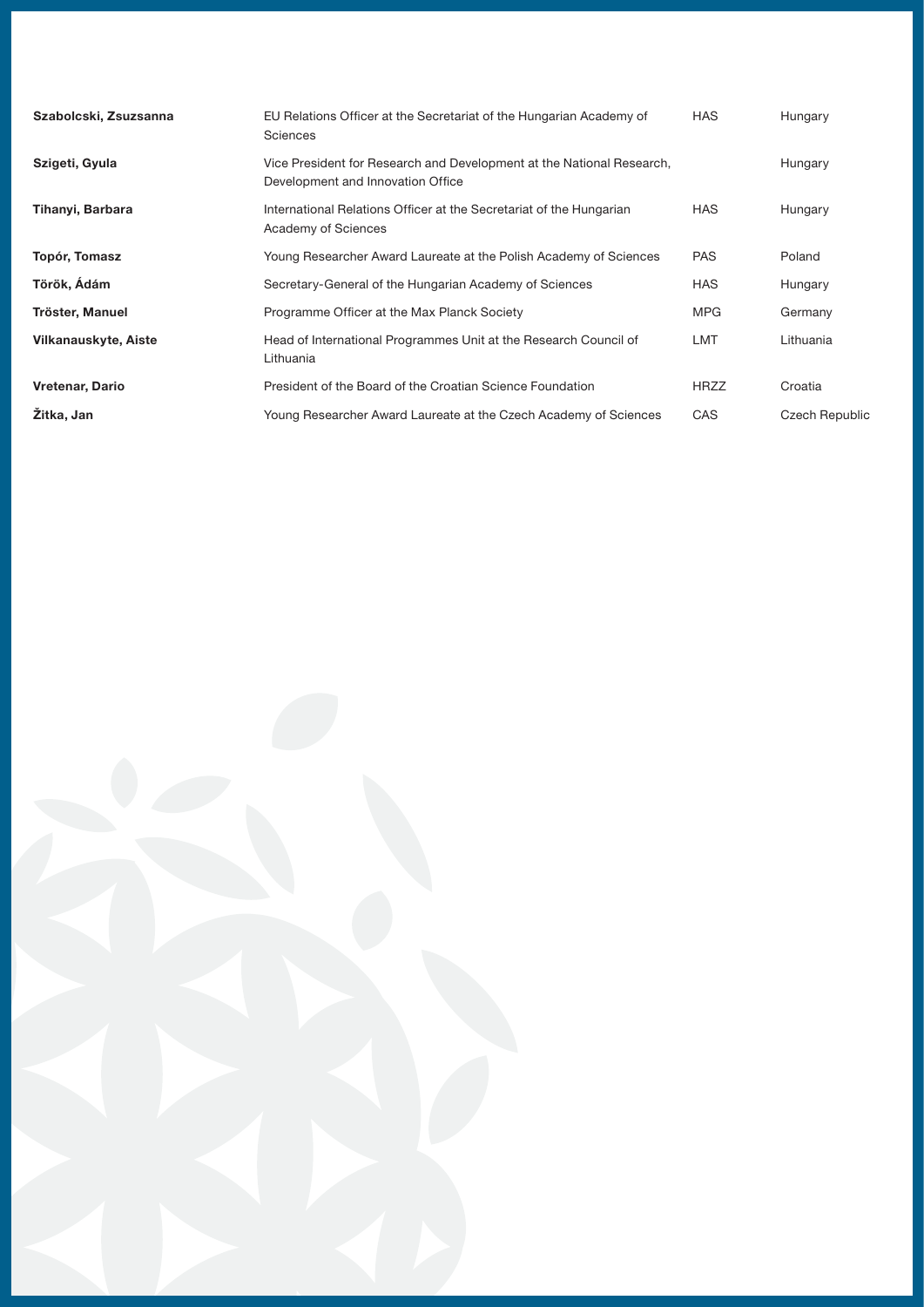| | | | |
|---|---|---|---|
| **Szabolcski, Zsuzsanna** | EU Relations Officer at the Secretariat of the Hungarian Academy of Sciences | HAS | Hungary |
| **Szigeti, Gyula** | Vice President for Research and Development at the National Research, Development and Innovation Office | | Hungary |
| **Tihanyi, Barbara** | International Relations Officer at the Secretariat of the Hungarian Academy of Sciences | HAS | Hungary |
| **Topór, Tomasz** | Young Researcher Award Laureate at the Polish Academy of Sciences | PAS | Poland |
| **Török, Ádám** | Secretary-General of the Hungarian Academy of Sciences | HAS | Hungary |
| **Tröster, Manuel** | Programme Officer at the Max Planck Society | MPG | Germany |
| **Vilkanauskyte, Aiste** | Head of International Programmes Unit at the Research Council of Lithuania | LMT | Lithuania |
| **Vretenar, Dario** | President of the Board of the Croatian Science Foundation | HRZZ | Croatia |
| **Žitka, Jan** | Young Researcher Award Laureate at the Czech Academy of Sciences | CAS | Czech Republic |